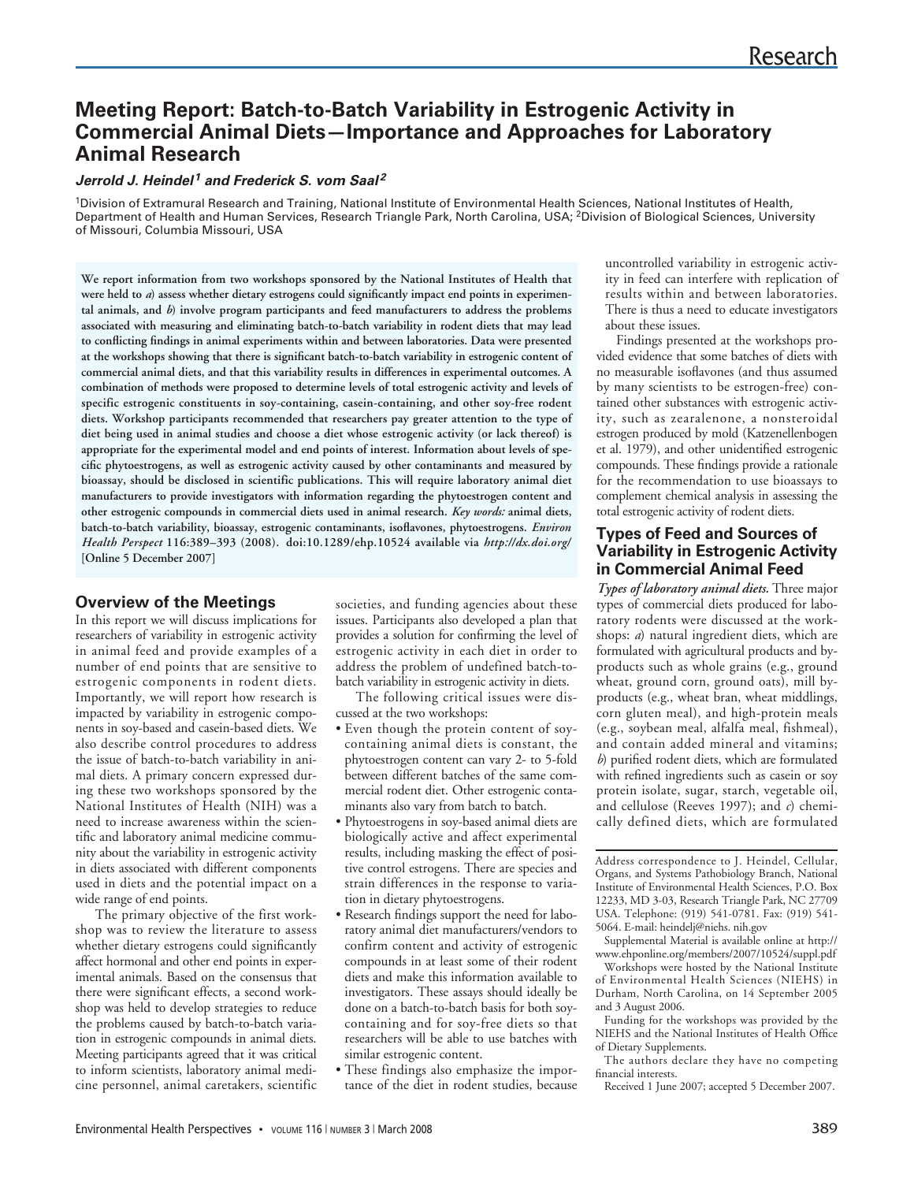# Meeting Report: Batch-to-Batch Variability in Estrogenic Activity in Commercial Animal Diets—Importance and Approaches for Laboratory Animal Research

***Jerrold J. Heindel*[1] *and Frederick S. vom Saal*[2]**

[1]Division of Extramural Research and Training, National Institute of Environmental Health Sciences, National Institutes of Health, Department of Health and Human Services, Research Triangle Park, North Carolina, USA; [2]Division of Biological Sciences, University of Missouri, Columbia Missouri, USA

**We report information from two workshops sponsored by the National Institutes of Health that were held to *a*) assess whether dietary estrogens could significantly impact end points in experimental animals, and *b*) involve program participants and feed manufacturers to address the problems associated with measuring and eliminating batch-to-batch variability in rodent diets that may lead to conflicting findings in animal experiments within and between laboratories. Data were presented at the workshops showing that there is significant batch-to-batch variability in estrogenic content of commercial animal diets, and that this variability results in differences in experimental outcomes. A combination of methods were proposed to determine levels of total estrogenic activity and levels of specific estrogenic constituents in soy-containing, casein-containing, and other soy-free rodent diets. Workshop participants recommended that researchers pay greater attention to the type of diet being used in animal studies and choose a diet whose estrogenic activity (or lack thereof) is appropriate for the experimental model and end points of interest. Information about levels of specific phytoestrogens, as well as estrogenic activity caused by other contaminants and measured by bioassay, should be disclosed in scientific publications. This will require laboratory animal diet manufacturers to provide investigators with information regarding the phytoestrogen content and other estrogenic compounds in commercial diets used in animal research.** ***Key words:*** **animal diets, batch-to-batch variability, bioassay, estrogenic contaminants, isoflavones, phytoestrogens.** ***Environ Health Perspect*** **116:389–393 (2008). doi:10.1289/ehp.10524 available via** ***http://dx.doi.org/*** **[Online 5 December 2007]**

## Overview of the Meetings

In this report we will discuss implications for researchers of variability in estrogenic activity in animal feed and provide examples of a number of end points that are sensitive to estrogenic components in rodent diets. Importantly, we will report how research is impacted by variability in estrogenic components in soy-based and casein-based diets. We also describe control procedures to address the issue of batch-to-batch variability in animal diets. A primary concern expressed during these two workshops sponsored by the National Institutes of Health (NIH) was a need to increase awareness within the scientific and laboratory animal medicine community about the variability in estrogenic activity in diets associated with different components used in diets and the potential impact on a wide range of end points.

The primary objective of the first workshop was to review the literature to assess whether dietary estrogens could significantly affect hormonal and other end points in experimental animals. Based on the consensus that there were significant effects, a second workshop was held to develop strategies to reduce the problems caused by batch-to-batch variation in estrogenic compounds in animal diets. Meeting participants agreed that it was critical to inform scientists, laboratory animal medicine personnel, animal caretakers, scientific societies, and funding agencies about these issues. Participants also developed a plan that provides a solution for confirming the level of estrogenic activity in each diet in order to address the problem of undefined batch-to-batch variability in estrogenic activity in diets.

The following critical issues were discussed at the two workshops:

- Even though the protein content of soy-containing animal diets is constant, the phytoestrogen content can vary 2- to 5-fold between different batches of the same commercial rodent diet. Other estrogenic contaminants also vary from batch to batch.
- Phytoestrogens in soy-based animal diets are biologically active and affect experimental results, including masking the effect of positive control estrogens. There are species and strain differences in the response to variation in dietary phytoestrogens.
- Research findings support the need for laboratory animal diet manufacturers/vendors to confirm content and activity of estrogenic compounds in at least some of their rodent diets and make this information available to investigators. These assays should ideally be done on a batch-to-batch basis for both soy-containing and for soy-free diets so that researchers will be able to use batches with similar estrogenic content.
- These findings also emphasize the importance of the diet in rodent studies, because uncontrolled variability in estrogenic activity in feed can interfere with replication of results within and between laboratories. There is thus a need to educate investigators about these issues.

Findings presented at the workshops provided evidence that some batches of diets with no measurable isoflavones (and thus assumed by many scientists to be estrogen-free) contained other substances with estrogenic activity, such as zearalenone, a nonsteroidal estrogen produced by mold (Katzenellenbogen et al. 1979), and other unidentified estrogenic compounds. These findings provide a rationale for the recommendation to use bioassays to complement chemical analysis in assessing the total estrogenic activity of rodent diets.

## Types of Feed and Sources of Variability in Estrogenic Activity in Commercial Animal Feed

***Types of laboratory animal diets.*** Three major types of commercial diets produced for laboratory rodents were discussed at the workshops: *a*) natural ingredient diets, which are formulated with agricultural products and byproducts such as whole grains (e.g., ground wheat, ground corn, ground oats), mill byproducts (e.g., wheat bran, wheat middlings, corn gluten meal), and high-protein meals (e.g., soybean meal, alfalfa meal, fishmeal), and contain added mineral and vitamins; *b*) purified rodent diets, which are formulated with refined ingredients such as casein or soy protein isolate, sugar, starch, vegetable oil, and cellulose (Reeves 1997); and *c*) chemically defined diets, which are formulated

Address correspondence to J. Heindel, Cellular, Organs, and Systems Pathobiology Branch, National Institute of Environmental Health Sciences, P.O. Box 12233, MD 3-03, Research Triangle Park, NC 27709 USA. Telephone: (919) 541-0781. Fax: (919) 541-5064. E-mail: heindelj@niehs. nih.gov

Supplemental Material is available online at http://www.ehponline.org/members/2007/10524/suppl.pdf

Workshops were hosted by the National Institute of Environmental Health Sciences (NIEHS) in Durham, North Carolina, on 14 September 2005 and 3 August 2006.

Funding for the workshops was provided by the NIEHS and the National Institutes of Health Office of Dietary Supplements.

The authors declare they have no competing financial interests.

Received 1 June 2007; accepted 5 December 2007.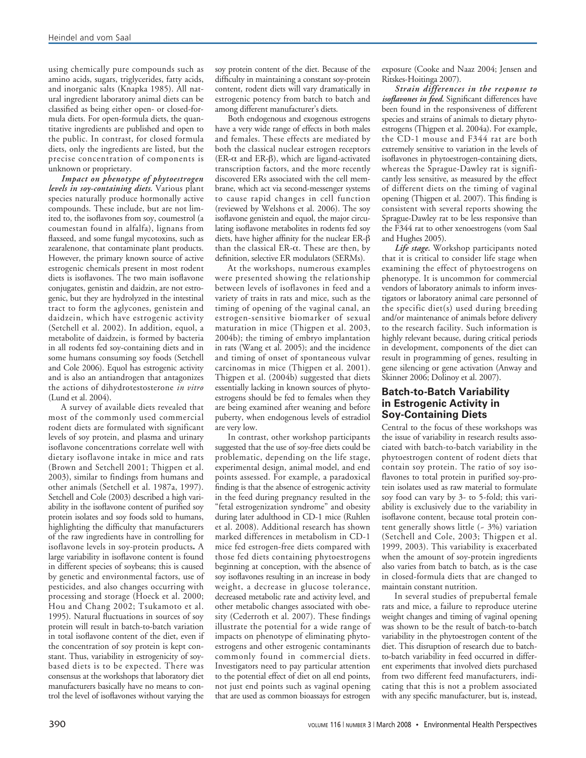using chemically pure compounds such as amino acids, sugars, triglycerides, fatty acids, and inorganic salts (Knapka 1985). All natural ingredient laboratory animal diets can be classified as being either open- or closed-formula diets. For open-formula diets, the quantitative ingredients are published and open to the public. In contrast, for closed formula diets, only the ingredients are listed, but the precise concentration of components is unknown or proprietary.

***Impact on phenotype of phytoestrogen levels in soy-containing diets.*** Various plant species naturally produce hormonally active compounds. These include, but are not limited to, the isoflavones from soy, coumestrol (a coumestan found in alfalfa), lignans from flaxseed, and some fungal mycotoxins, such as zearalenone, that contaminate plant products. However, the primary known source of active estrogenic chemicals present in most rodent diets is isoflavones. The two main isoflavone conjugates, genistin and daidzin, are not estrogenic, but they are hydrolyzed in the intestinal tract to form the aglycones, genistein and daidzein, which have estrogenic activity (Setchell et al. 2002). In addition, equol, a metabolite of daidzein, is formed by bacteria in all rodents fed soy-containing diets and in some humans consuming soy foods (Setchell and Cole 2006). Equol has estrogenic activity and is also an antiandrogen that antagonizes the actions of dihydrotestosterone *in vitro* (Lund et al. 2004).

A survey of available diets revealed that most of the commonly used commercial rodent diets are formulated with significant levels of soy protein, and plasma and urinary isoflavone concentrations correlate well with dietary isoflavone intake in mice and rats (Brown and Setchell 2001; Thigpen et al. 2003), similar to findings from humans and other animals (Setchell et al. 1987a, 1997). Setchell and Cole (2003) described a high variability in the isoflavone content of purified soy protein isolates and soy foods sold to humans, highlighting the difficulty that manufacturers of the raw ingredients have in controlling for isoflavone levels in soy-protein products**.** A large variability in isoflavone content is found in different species of soybeans; this is caused by genetic and environmental factors, use of pesticides, and also changes occurring with processing and storage (Hoeck et al. 2000; Hou and Chang 2002; Tsukamoto et al. 1995). Natural fluctuations in sources of soy protein will result in batch-to-batch variation in total isoflavone content of the diet, even if the concentration of soy protein is kept constant. Thus, variability in estrogenicity of soy-based diets is to be expected. There was consensus at the workshops that laboratory diet manufacturers basically have no means to control the level of isoflavones without varying the soy protein content of the diet. Because of the difficulty in maintaining a constant soy-protein content, rodent diets will vary dramatically in estrogenic potency from batch to batch and among different manufacturer's diets.

Both endogenous and exogenous estrogens have a very wide range of effects in both males and females. These effects are mediated by both the classical nuclear estrogen receptors (ER-α and ER-β), which are ligand-activated transcription factors, and the more recently discovered ERs associated with the cell membrane, which act via second-messenger systems to cause rapid changes in cell function (reviewed by Welshons et al. 2006). The soy isoflavone genistein and equol, the major circulating isoflavone metabolites in rodents fed soy diets, have higher affinity for the nuclear ER-β than the classical ER-α. These are then, by definition, selective ER modulators (SERMs).

At the workshops, numerous examples were presented showing the relationship between levels of isoflavones in feed and a variety of traits in rats and mice, such as the timing of opening of the vaginal canal, an estrogen-sensitive biomarker of sexual maturation in mice (Thigpen et al. 2003, 2004b); the timing of embryo implantation in rats (Wang et al. 2005); and the incidence and timing of onset of spontaneous vulvar carcinomas in mice (Thigpen et al. 2001). Thigpen et al. (2004b) suggested that diets essentially lacking in known sources of phytoestrogens should be fed to females when they are being examined after weaning and before puberty, when endogenous levels of estradiol are very low.

In contrast, other workshop participants suggested that the use of soy-free diets could be problematic, depending on the life stage, experimental design, animal model, and end points assessed. For example, a paradoxical finding is that the absence of estrogenic activity in the feed during pregnancy resulted in the "fetal estrogenization syndrome" and obesity during later adulthood in CD-1 mice (Ruhlen et al. 2008). Additional research has shown marked differences in metabolism in CD-1 mice fed estrogen-free diets compared with those fed diets containing phytoestrogens beginning at conception, with the absence of soy isoflavones resulting in an increase in body weight, a decrease in glucose tolerance, decreased metabolic rate and activity level, and other metabolic changes associated with obesity (Cederroth et al. 2007). These findings illustrate the potential for a wide range of impacts on phenotype of eliminating phytoestrogens and other estrogenic contaminants commonly found in commercial diets. Investigators need to pay particular attention to the potential effect of diet on all end points, not just end points such as vaginal opening that are used as common bioassays for estrogen exposure (Cooke and Naaz 2004; Jensen and Ritskes-Hoitinga 2007).

***Strain differences in the response to isoflavones in feed.*** Significant differences have been found in the responsiveness of different species and strains of animals to dietary phytoestrogens (Thigpen et al. 2004a). For example, the CD-1 mouse and F344 rat are both extremely sensitive to variation in the levels of isoflavones in phytoestrogen-containing diets, whereas the Sprague-Dawley rat is significantly less sensitive, as measured by the effect of different diets on the timing of vaginal opening (Thigpen et al. 2007). This finding is consistent with several reports showing the Sprague-Dawley rat to be less responsive than the F344 rat to other xenoestrogens (vom Saal and Hughes 2005).

***Life stage.*** Workshop participants noted that it is critical to consider life stage when examining the effect of phytoestrogens on phenotype. It is uncommon for commercial vendors of laboratory animals to inform investigators or laboratory animal care personnel of the specific diet(s) used during breeding and/or maintenance of animals before delivery to the research facility. Such information is highly relevant because, during critical periods in development, components of the diet can result in programming of genes, resulting in gene silencing or gene activation (Anway and Skinner 2006; Dolinoy et al. 2007).

## Batch-to-Batch Variability in Estrogenic Activity in Soy-Containing Diets

Central to the focus of these workshops was the issue of variability in research results associated with batch-to-batch variability in the phytoestrogen content of rodent diets that contain soy protein. The ratio of soy isoflavones to total protein in purified soy-protein isolates used as raw material to formulate soy food can vary by 3- to 5-fold; this variability is exclusively due to the variability in isoflavone content, because total protein content generally shows little (~ 3%) variation (Setchell and Cole, 2003; Thigpen et al. 1999, 2003). This variability is exacerbated when the amount of soy-protein ingredients also varies from batch to batch, as is the case in closed-formula diets that are changed to maintain constant nutrition.

In several studies of prepubertal female rats and mice, a failure to reproduce uterine weight changes and timing of vaginal opening was shown to be the result of batch-to-batch variability in the phytoestrogen content of the diet. This disruption of research due to batch-to-batch variability in feed occurred in different experiments that involved diets purchased from two different feed manufacturers, indicating that this is not a problem associated with any specific manufacturer, but is, instead,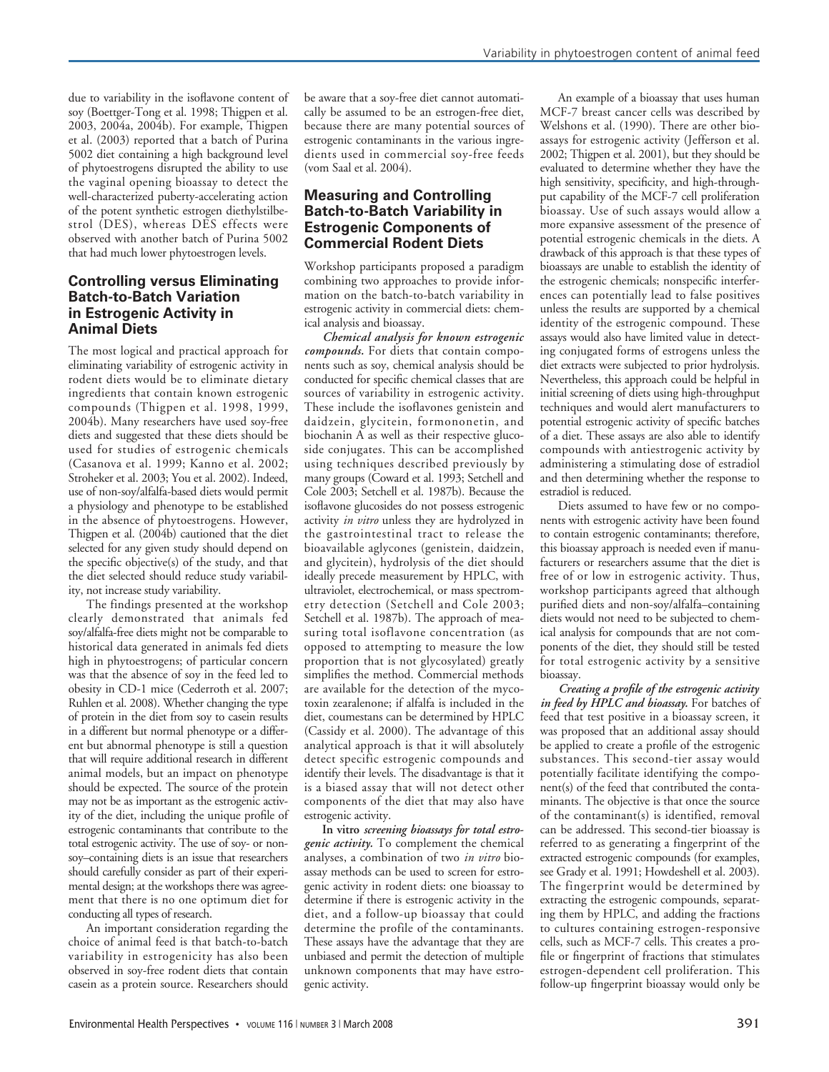due to variability in the isoflavone content of soy (Boettger-Tong et al. 1998; Thigpen et al. 2003, 2004a, 2004b). For example, Thigpen et al. (2003) reported that a batch of Purina 5002 diet containing a high background level of phytoestrogens disrupted the ability to use the vaginal opening bioassay to detect the well-characterized puberty-accelerating action of the potent synthetic estrogen diethylstilbestrol (DES), whereas DES effects were observed with another batch of Purina 5002 that had much lower phytoestrogen levels.

## Controlling versus Eliminating Batch-to-Batch Variation in Estrogenic Activity in Animal Diets

The most logical and practical approach for eliminating variability of estrogenic activity in rodent diets would be to eliminate dietary ingredients that contain known estrogenic compounds (Thigpen et al. 1998, 1999, 2004b). Many researchers have used soy-free diets and suggested that these diets should be used for studies of estrogenic chemicals (Casanova et al. 1999; Kanno et al. 2002; Stroheker et al. 2003; You et al. 2002). Indeed, use of non-soy/alfalfa-based diets would permit a physiology and phenotype to be established in the absence of phytoestrogens. However, Thigpen et al. (2004b) cautioned that the diet selected for any given study should depend on the specific objective(s) of the study, and that the diet selected should reduce study variability, not increase study variability.

The findings presented at the workshop clearly demonstrated that animals fed soy/alfalfa-free diets might not be comparable to historical data generated in animals fed diets high in phytoestrogens; of particular concern was that the absence of soy in the feed led to obesity in CD-1 mice (Cederroth et al. 2007; Ruhlen et al. 2008). Whether changing the type of protein in the diet from soy to casein results in a different but normal phenotype or a different but abnormal phenotype is still a question that will require additional research in different animal models, but an impact on phenotype should be expected. The source of the protein may not be as important as the estrogenic activity of the diet, including the unique profile of estrogenic contaminants that contribute to the total estrogenic activity. The use of soy- or nonsoy–containing diets is an issue that researchers should carefully consider as part of their experimental design; at the workshops there was agreement that there is no one optimum diet for conducting all types of research.

An important consideration regarding the choice of animal feed is that batch-to-batch variability in estrogenicity has also been observed in soy-free rodent diets that contain casein as a protein source. Researchers should be aware that a soy-free diet cannot automatically be assumed to be an estrogen-free diet, because there are many potential sources of estrogenic contaminants in the various ingredients used in commercial soy-free feeds (vom Saal et al. 2004).

## Measuring and Controlling Batch-to-Batch Variability in Estrogenic Components of Commercial Rodent Diets

Workshop participants proposed a paradigm combining two approaches to provide information on the batch-to-batch variability in estrogenic activity in commercial diets: chemical analysis and bioassay.

***Chemical analysis for known estrogenic compounds.*** For diets that contain components such as soy, chemical analysis should be conducted for specific chemical classes that are sources of variability in estrogenic activity. These include the isoflavones genistein and daidzein, glycitein, formononetin, and biochanin A as well as their respective glucoside conjugates. This can be accomplished using techniques described previously by many groups (Coward et al. 1993; Setchell and Cole 2003; Setchell et al. 1987b). Because the isoflavone glucosides do not possess estrogenic activity *in vitro* unless they are hydrolyzed in the gastrointestinal tract to release the bioavailable aglycones (genistein, daidzein, and glycitein), hydrolysis of the diet should ideally precede measurement by HPLC, with ultraviolet, electrochemical, or mass spectrometry detection (Setchell and Cole 2003; Setchell et al. 1987b). The approach of measuring total isoflavone concentration (as opposed to attempting to measure the low proportion that is not glycosylated) greatly simplifies the method. Commercial methods are available for the detection of the mycotoxin zearalenone; if alfalfa is included in the diet, coumestans can be determined by HPLC (Cassidy et al. 2000). The advantage of this analytical approach is that it will absolutely detect specific estrogenic compounds and identify their levels. The disadvantage is that it is a biased assay that will not detect other components of the diet that may also have estrogenic activity.

**In vitro** ***screening bioassays for total estrogenic activity.*** To complement the chemical analyses, a combination of two *in vitro* bioassay methods can be used to screen for estrogenic activity in rodent diets: one bioassay to determine if there is estrogenic activity in the diet, and a follow-up bioassay that could determine the profile of the contaminants. These assays have the advantage that they are unbiased and permit the detection of multiple unknown components that may have estrogenic activity.

An example of a bioassay that uses human MCF-7 breast cancer cells was described by Welshons et al. (1990). There are other bioassays for estrogenic activity (Jefferson et al. 2002; Thigpen et al. 2001), but they should be evaluated to determine whether they have the high sensitivity, specificity, and high-throughput capability of the MCF-7 cell proliferation bioassay. Use of such assays would allow a more expansive assessment of the presence of potential estrogenic chemicals in the diets. A drawback of this approach is that these types of bioassays are unable to establish the identity of the estrogenic chemicals; nonspecific interferences can potentially lead to false positives unless the results are supported by a chemical identity of the estrogenic compound. These assays would also have limited value in detecting conjugated forms of estrogens unless the diet extracts were subjected to prior hydrolysis. Nevertheless, this approach could be helpful in initial screening of diets using high-throughput techniques and would alert manufacturers to potential estrogenic activity of specific batches of a diet. These assays are also able to identify compounds with antiestrogenic activity by administering a stimulating dose of estradiol and then determining whether the response to estradiol is reduced.

Diets assumed to have few or no components with estrogenic activity have been found to contain estrogenic contaminants; therefore, this bioassay approach is needed even if manufacturers or researchers assume that the diet is free of or low in estrogenic activity. Thus, workshop participants agreed that although purified diets and non-soy/alfalfa–containing diets would not need to be subjected to chemical analysis for compounds that are not components of the diet, they should still be tested for total estrogenic activity by a sensitive bioassay.

***Creating a profile of the estrogenic activity in feed by HPLC and bioassay.*** For batches of feed that test positive in a bioassay screen, it was proposed that an additional assay should be applied to create a profile of the estrogenic substances. This second-tier assay would potentially facilitate identifying the component(s) of the feed that contributed the contaminants. The objective is that once the source of the contaminant(s) is identified, removal can be addressed. This second-tier bioassay is referred to as generating a fingerprint of the extracted estrogenic compounds (for examples, see Grady et al. 1991; Howdeshell et al. 2003). The fingerprint would be determined by extracting the estrogenic compounds, separating them by HPLC, and adding the fractions to cultures containing estrogen-responsive cells, such as MCF-7 cells. This creates a profile or fingerprint of fractions that stimulates estrogen-dependent cell proliferation. This follow-up fingerprint bioassay would only be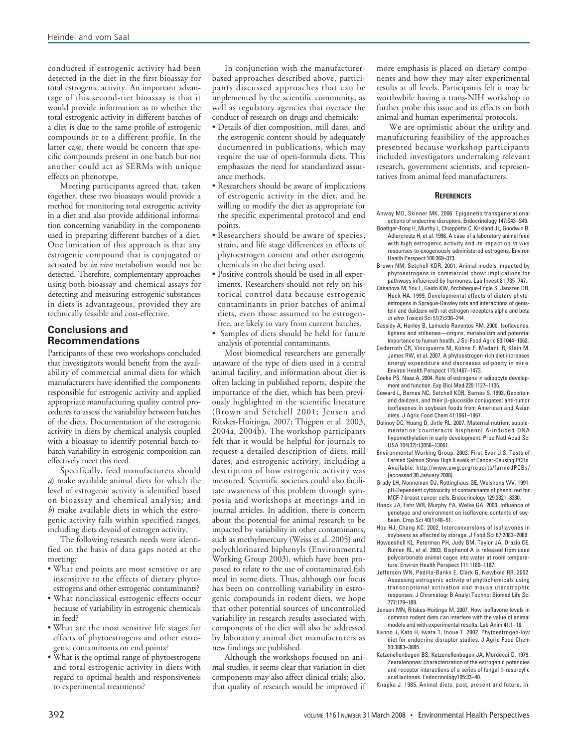conducted if estrogenic activity had been detected in the diet in the first bioassay for total estrogenic activity. An important advantage of this second-tier bioassay is that it would provide information as to whether the total estrogenic activity in different batches of a diet is due to the same profile of estrogenic compounds or to a different profile. In the latter case, there would be concern that specific compounds present in one batch but not another could act as SERMs with unique effects on phenotype.

Meeting participants agreed that, taken together, these two bioassays would provide a method for monitoring total estrogenic activity in a diet and also provide additional information concerning variability in the components used in preparing different batches of a diet. One limitation of this approach is that any estrogenic compound that is conjugated or activated by *in vivo* metabolism would not be detected. Therefore, complementary approaches using both bioassay and chemical assays for detecting and measuring estrogenic substances in diets is advantageous, provided they are technically feasible and cost-effective.

## Conclusions and Recommendations

Participants of these two workshops concluded that investigators would benefit from the availability of commercial animal diets for which manufacturers have identified the components responsible for estrogenic activity and applied appropriate manufacturing quality control procedures to assess the variability between batches of the diets. Documentation of the estrogenic activity in diets by chemical analysis coupled with a bioassay to identify potential batch-to-batch variability in estrogenic composition can effectively meet this need.

Specifically, feed manufacturers should *a*) make available animal diets for which the level of estrogenic activity is identified based on bioassay and chemical analysis; and *b*) make available diets in which the estrogenic activity falls within specified ranges, including diets devoid of estrogen activity.

The following research needs were identified on the basis of data gaps noted at the meeting:

- What end points are most sensitive or are insensitive to the effects of dietary phytoestrogens and other estrogenic contaminants?
- What nonclassical estrogenic effects occur because of variability in estrogenic chemicals in feed?
- What are the most sensitive life stages for effects of phytoestrogens and other estrogenic contaminants on end points?
- What is the optimal range of phytoestrogens and total estrogenic activity in diets with regard to optimal health and responsiveness to experimental treatments?

In conjunction with the manufacturer-based approaches described above, participants discussed approaches that can be implemented by the scientific community, as well as regulatory agencies that oversee the conduct of research on drugs and chemicals:

- Details of diet composition, mill dates, and the estrogenic content should by adequately documented in publications, which may require the use of open-formula diets. This emphasizes the need for standardized assurance methods.
- Researchers should be aware of implications of estrogenic activity in the diet, and be willing to modify the diet as appropriate for the specific experimental protocol and end points.
- Researchers should be aware of species, strain, and life stage differences in effects of phytoestrogen content and other estrogenic chemicals in the diet being used.
- Positive controls should be used in all experiments. Researchers should not rely on historical control data because estrogenic contaminants in prior batches of animal diets, even those assumed to be estrogen-free, are likely to vary from current batches.
- Samples of diets should be held for future analysis of potential contaminants.

Most biomedical researchers are generally unaware of the type of diets used in a central animal facility, and information about diet is often lacking in published reports, despite the importance of the diet, which has been previously highlighted in the scientific literature (Brown and Setchell 2001; Jensen and Ritskes-Hoitinga, 2007; Thigpen et al. 2003, 2004a, 2004b). The workshop participants felt that it would be helpful for journals to request a detailed description of diets, mill dates, and estrogenic activity, including a description of how estrogenic activity was measured. Scientific societies could also facilitate awareness of this problem through symposia and workshops at meetings and in journal articles. In addition, there is concern about the potential for animal research to be impacted by variability in other contaminants, such as methylmercury (Weiss et al. 2005) and polychlorinated biphenyls (Environmental Working Group 2003), which have been proposed to relate to the use of contaminated fish meal in some diets. Thus, although our focus has been on controlling variability in estrogenic compounds in rodent diets, we hope that other potential sources of uncontrolled variability in research results associated with components of the diet will also be addressed by laboratory animal diet manufacturers as new findings are published.

Although the workshops focused on animal studies, it seems clear that variation in diet components may also affect clinical trials; also, that quality of research would be improved if more emphasis is placed on dietary components and how they may alter experimental results at all levels. Participants felt it may be worthwhile having a trans-NIH workshop to further probe this issue and its effects on both animal and human experimental protocols.

We are optimistic about the utility and manufacturing feasibility of the approaches presented because workshop participants included investigators undertaking relevant research, government scientists, and representatives from animal feed manufacturers.

## References

Anway MD, Skinner MK. 2006. Epigenetic transgenerational actions of endocrine disruptors. Endocrinology 147:S43–S49.

Boettger-Tong H, Murthy L, Chiappetta C, Kirkland JL, Goodwin B, Adlercreutz H, et al. 1998. A case of a laboratory animal feed with high estrogenic activity and its impact on *in vivo* responses to exogenously administered estrogens. Environ Health Perspect 106:369–373.

Brown NM, Setchell KDR. 2001. Animal models impacted by phytoestrogens in commercial chow: implications for pathways influenced by hormones. Lab Invest 81:735–747.

Casanova M, You L, Gaido KW, Archibeque-Engle S, Janszen DB, Heck HA. 1999. Developmental effects of dietary phytoestrogens in Sprague-Dawley rats and interactions of genistein and daidzein with rat estrogen receptors alpha and beta *in vitro*. Toxicol Sci 51(2):236–244.

Cassidy A, Hanley B, Lamuela-Raventos RM. 2000. Isoflavones, lignans and stilbenes—origins, metabolism and potential importance to human health. J Sci Food Agric 80:1044–1062.

Cederroth CR, Vinciguerra M, Kühne F, Madani, R, Klein M, James RW, et al. 2007. A phytoestrogen-rich diet increases energy expenditure and decreases adiposity in mice. Environ Health Perspect 115:1467–1473.

Cooke PS, Naaz A. 2004. Role of estrogens in adipocyte development and function. Exp Biol Med 229:1127–1135.

Coward L, Barnes NC, Setchell KDR, Barnes S. 1993. Genistein and daidzein, and their β-glucoside conjugates: anti-tumor isoflavones in soybean foods from American and Asian diets. J Agric Food Chem 41:1961–1967.

Dolinoy DC, Huang D, Jirtle RL. 2007. Maternal nutrient supplementation counteracts bisphenol A-induced DNA hypomethylation in early development. Proc Natl Acad Sci USA 104(32):13056–13061.

Environmental Working Group. 2003. First-Ever U.S. Tests of Farmed Salmon Show High lLevels of Cancer-Causing PCBs. Available: http://www.ewg.org/reports/farmedPCBs/ [accessed 30 January 2008].

Grady LH, Nonneman DJ, Rottinghaus GE, Welshons WV. 1991. pH-Dependent cytotoxicity of contaminants of phenol red for MCF-7 breast cancer cells. Endocrinology 129:3321–3330.

Hoeck JA, Fehr WR, Murphy PA, Welke GA. 2000. Influence of genotype and environment on isoflavone contents of soybean. Crop Sci 40(1):48–51.

Hou HJ, Chang KC. 2002. Interconversions of isoflavones in soybeans as affected by storage. J Food Sci 67:2083–2089.

Howdeshell KL, Peterman PH, Judy BM, Taylor JA, Orazio CE, Ruhlen RL, et al. 2003. Bisphenol A is released from used polycarbonate animal cages into water at room temperature. Environ Health Perspect 111:1180–1187.

Jefferson WN, Padilla-Banks E, Clark G, Newbold RR. 2002. Assessing estrogenic activity of phytochemicals using transcriptional activation and mouse uterotrophic responses. J Chromatogr B Analyt Technol Biomed Life Sci 777:179–189.

Jensen MN, Ritskes-Hoitinga M, 2007. How isoflavone levels in common rodent diets can interfere with the value of animal models and with experimental results. Lab Anim 41:1–18.

Kanno J, Kato H, Iwata T, Inoue T. 2002. Phytoestrogen-low diet for endocrine disruptor studies. J Agric Food Chem 50:3883–3885.

Katzenellenbogen BS, Katzenellenbogen JA, Mordecai D. 1979. Zearalenones: characterization of the estrogenic potencies and receptor interactions of a series of fungal β-resorcylic acid lactones. Endocrinology105:33–40.

Knapka J. 1985. Animal diets: past, present and future. In: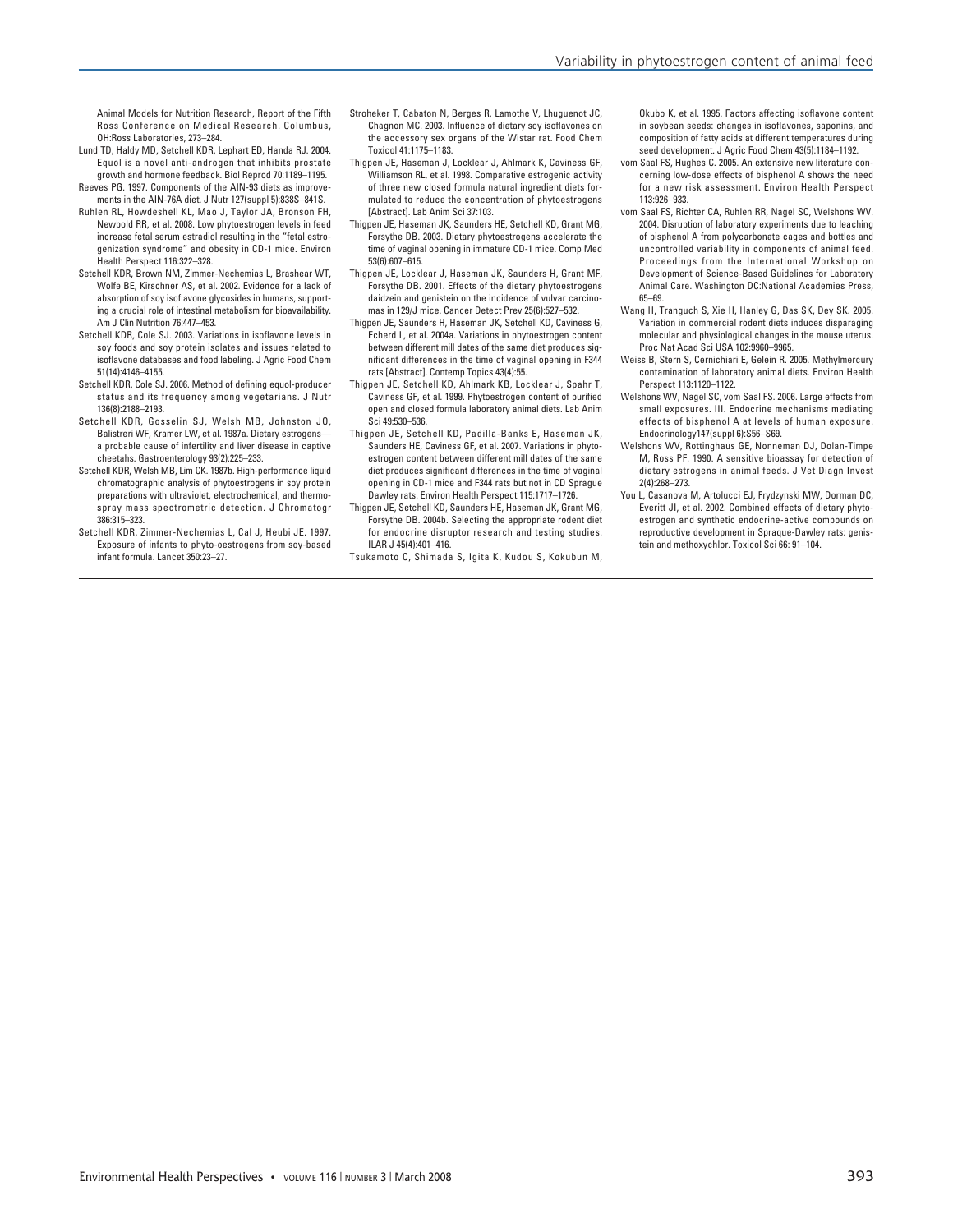Animal Models for Nutrition Research, Report of the Fifth Ross Conference on Medical Research. Columbus, OH:Ross Laboratories, 273–284.

Lund TD, Haldy MD, Setchell KDR, Lephart ED, Handa RJ. 2004. Equol is a novel anti-androgen that inhibits prostate growth and hormone feedback. Biol Reprod 70:1189–1195.

Reeves PG. 1997. Components of the AIN-93 diets as improvements in the AIN-76A diet. J Nutr 127(suppl 5):838S–841S.

Ruhlen RL, Howdeshell KL, Mao J, Taylor JA, Bronson FH, Newbold RR, et al. 2008. Low phytoestrogen levels in feed increase fetal serum estradiol resulting in the "fetal estrogenization syndrome" and obesity in CD-1 mice. Environ Health Perspect 116:322–328.

Setchell KDR, Brown NM, Zimmer-Nechemias L, Brashear WT, Wolfe BE, Kirschner AS, et al. 2002. Evidence for a lack of absorption of soy isoflavone glycosides in humans, supporting a crucial role of intestinal metabolism for bioavailability. Am J Clin Nutrition 76:447–453.

Setchell KDR, Cole SJ. 2003. Variations in isoflavone levels in soy foods and soy protein isolates and issues related to isoflavone databases and food labeling. J Agric Food Chem 51(14):4146–4155.

Setchell KDR, Cole SJ. 2006. Method of defining equol-producer status and its frequency among vegetarians. J Nutr 136(8):2188–2193.

Setchell KDR, Gosselin SJ, Welsh MB, Johnston JO, Balistreri WF, Kramer LW, et al. 1987a. Dietary estrogens—a probable cause of infertility and liver disease in captive cheetahs. Gastroenterology 93(2):225–233.

Setchell KDR, Welsh MB, Lim CK. 1987b. High-performance liquid chromatographic analysis of phytoestrogens in soy protein preparations with ultraviolet, electrochemical, and thermospray mass spectrometric detection. J Chromatogr 386:315–323.

Setchell KDR, Zimmer-Nechemias L, Cal J, Heubi JE. 1997. Exposure of infants to phyto-oestrogens from soy-based infant formula. Lancet 350:23–27.

Stroheker T, Cabaton N, Berges R, Lamothe V, Lhuguenot JC, Chagnon MC. 2003. Influence of dietary soy isoflavones on the accessory sex organs of the Wistar rat. Food Chem Toxicol 41:1175–1183.

Thigpen JE, Haseman J, Locklear J, Ahlmark K, Caviness GF, Williamson RL, et al. 1998. Comparative estrogenic activity of three new closed formula natural ingredient diets formulated to reduce the concentration of phytoestrogens [Abstract]. Lab Anim Sci 37:103.

Thigpen JE, Haseman JK, Saunders HE, Setchell KD, Grant MG, Forsythe DB. 2003. Dietary phytoestrogens accelerate the time of vaginal opening in immature CD-1 mice. Comp Med 53(6):607–615.

Thigpen JE, Locklear J, Haseman JK, Saunders H, Grant MF, Forsythe DB. 2001. Effects of the dietary phytoestrogens daidzein and genistein on the incidence of vulvar carcinomas in 129/J mice. Cancer Detect Prev 25(6):527–532.

Thigpen JE, Saunders H, Haseman JK, Setchell KD, Caviness G, Echerd L, et al. 2004a. Variations in phytoestrogen content between different mill dates of the same diet produces significant differences in the time of vaginal opening in F344 rats [Abstract]. Contemp Topics 43(4):55.

Thigpen JE, Setchell KD, Ahlmark KB, Locklear J, Spahr T, Caviness GF, et al. 1999. Phytoestrogen content of purified open and closed formula laboratory animal diets. Lab Anim Sci 49:530–536.

Thigpen JE, Setchell KD, Padilla-Banks E, Haseman JK, Saunders HE, Caviness GF, et al. 2007. Variations in phytoestrogen content between different mill dates of the same diet produces significant differences in the time of vaginal opening in CD-1 mice and F344 rats but not in CD Sprague Dawley rats. Environ Health Perspect 115:1717–1726.

Thigpen JE, Setchell KD, Saunders HE, Haseman JK, Grant MG, Forsythe DB. 2004b. Selecting the appropriate rodent diet for endocrine disruptor research and testing studies. ILAR J 45(4):401–416.

Tsukamoto C, Shimada S, Igita K, Kudou S, Kokubun M, Okubo K, et al. 1995. Factors affecting isoflavone content in soybean seeds: changes in isoflavones, saponins, and composition of fatty acids at different temperatures during seed development. J Agric Food Chem 43(5):1184–1192.

vom Saal FS, Hughes C. 2005. An extensive new literature concerning low-dose effects of bisphenol A shows the need for a new risk assessment. Environ Health Perspect 113:926–933.

vom Saal FS, Richter CA, Ruhlen RR, Nagel SC, Welshons WV. 2004. Disruption of laboratory experiments due to leaching of bisphenol A from polycarbonate cages and bottles and uncontrolled variability in components of animal feed. Proceedings from the International Workshop on Development of Science-Based Guidelines for Laboratory Animal Care. Washington DC:National Academies Press, 65–69.

Wang H, Tranguch S, Xie H, Hanley G, Das SK, Dey SK. 2005. Variation in commercial rodent diets induces disparaging molecular and physiological changes in the mouse uterus. Proc Nat Acad Sci USA 102:9960–9965.

Weiss B, Stern S, Cernichiari E, Gelein R. 2005. Methylmercury contamination of laboratory animal diets. Environ Health Perspect 113:1120–1122.

Welshons WV, Nagel SC, vom Saal FS. 2006. Large effects from small exposures. III. Endocrine mechanisms mediating effects of bisphenol A at levels of human exposure. Endocrinology147(suppl 6):S56–S69.

Welshons WV, Rottinghaus GE, Nonneman DJ, Dolan-Timpe M, Ross PF. 1990. A sensitive bioassay for detection of dietary estrogens in animal feeds. J Vet Diagn Invest 2(4):268–273.

You L, Casanova M, Artolucci EJ, Frydzynski MW, Dorman DC, Everitt JI, et al. 2002. Combined effects of dietary phytoestrogen and synthetic endocrine-active compounds on reproductive development in Sprague-Dawley rats: genistein and methoxychlor. Toxicol Sci 66: 91–104.